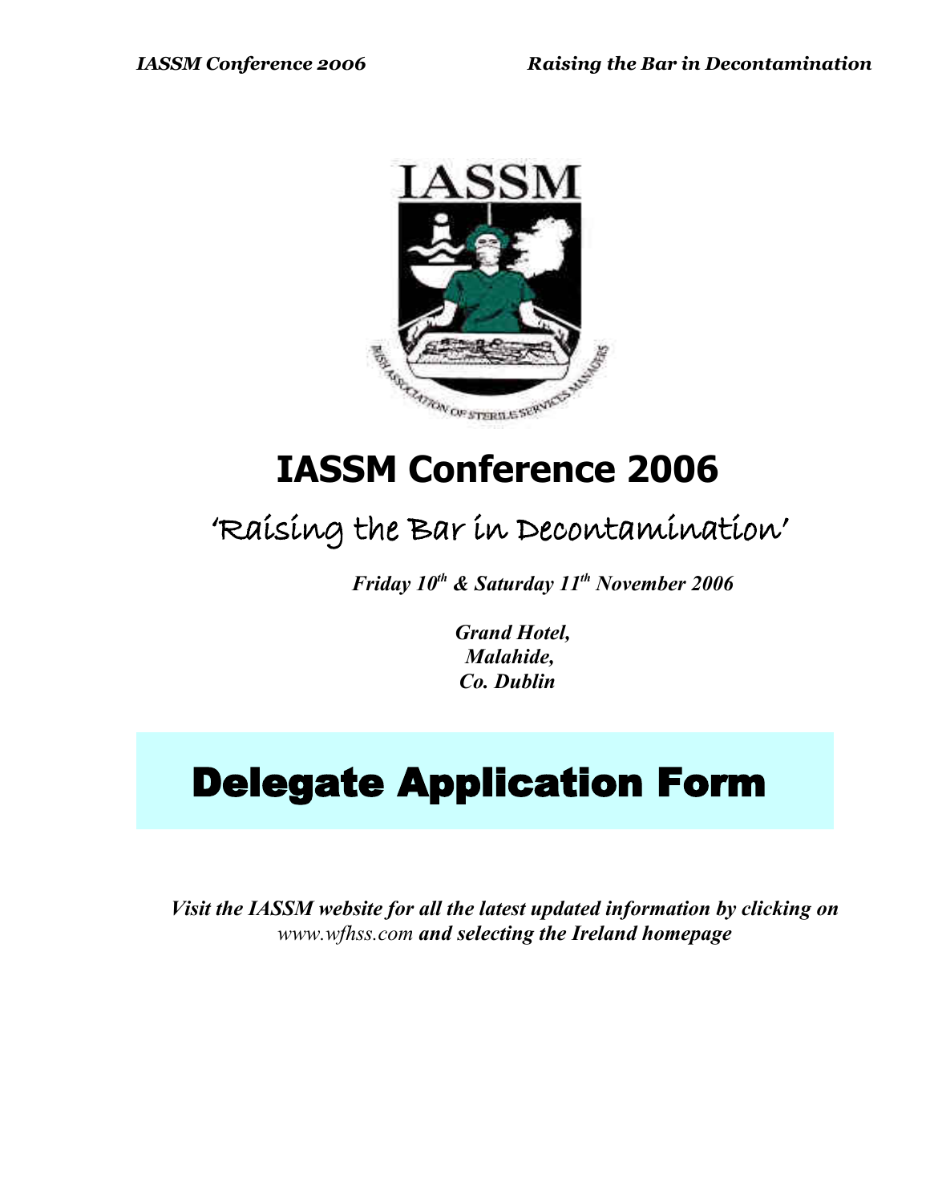# IASSM Conference 2006

## 'Raising the Bar in Decontamination'

***Friday 10th & Saturday 11th November 2006***

***Grand Hotel,***
***Malahide,***
***Co. Dublin***

# Delegate Application Form

***Visit the IASSM website for all the latest updated information by clicking on*** *www.wfhss.com* ***and selecting the Ireland homepage***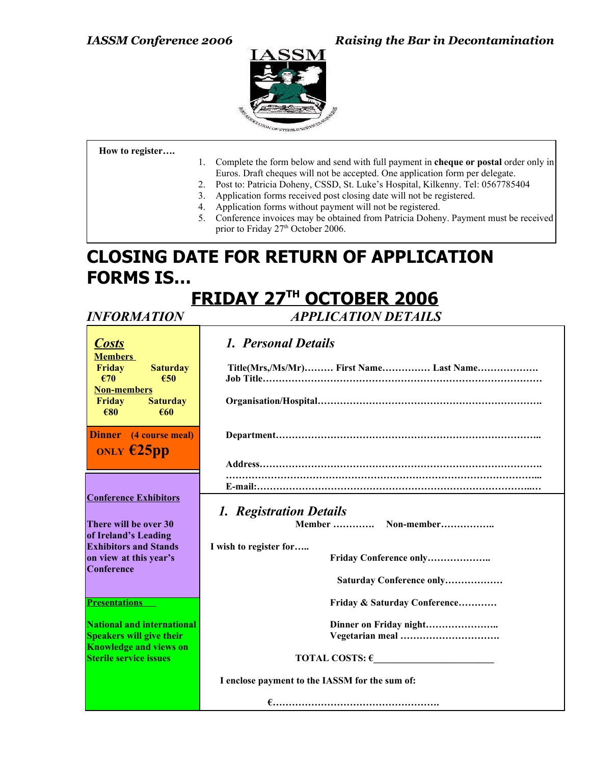**How to register….**

1. Complete the form below and send with full payment in **cheque or postal** order only in Euros. Draft cheques will not be accepted. One application form per delegate.
2. Post to: Patricia Doheny, CSSD, St. Luke's Hospital, Kilkenny. Tel: 0567785404
3. Application forms received post closing date will not be registered.
4. Application forms without payment will not be registered.
5. Conference invoices may be obtained from Patricia Doheny. Payment must be received prior to Friday 27th October 2006.

# CLOSING DATE FOR RETURN OF APPLICATION FORMS IS…

# FRIDAY 27TH OCTOBER 2006

## *INFORMATION*

### *Costs*

**Members**

| Friday | Saturday |
|---|---|
| €70 | €50 |

**Non-members**

| Friday | Saturday |
|---|---|
| €80 | €60 |

**Dinner (4 course meal)**

**ONLY €25pp**

**Conference Exhibitors**

**There will be over 30 of Ireland's Leading Exhibitors and Stands on view at this year's Conference**

**Presentations**

**National and international Speakers will give their Knowledge and views on Sterile service issues**

## *APPLICATION DETAILS*

### *1. Personal Details*

**Title(Mrs,/Ms/Mr)……… First Name…………… Last Name……………….**

**Job Title…………………………………………………………………………**

**Organisation/Hospital…………………………………………………………….**

**Department………………………………………………………………………..**

**Address…………………………………………………………………………….**

**……………………………………………………………………………………...**

**E-mail:……………………………………………………………………………..**

### *1. Registration Details*

**Member …………. Non-member……………..**

**I wish to register for…..**

**Friday Conference only………………..**

**Saturday Conference only………………**

**Friday & Saturday Conference…………**

**Dinner on Friday night…………………..**

**Vegetarian meal ………………………….**

**TOTAL COSTS: €_______________________**

**I enclose payment to the IASSM for the sum of:**

**€…………………………………………….**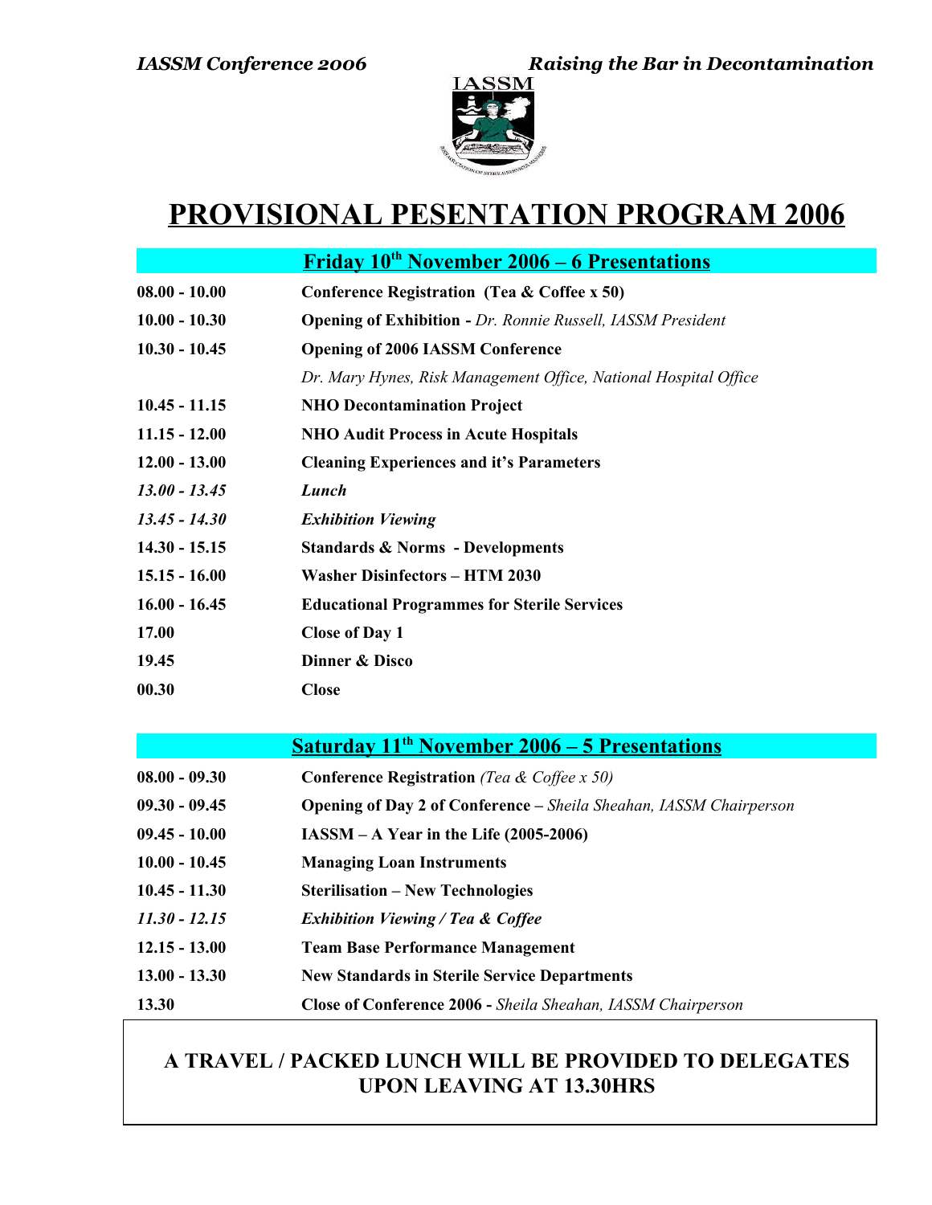# PROVISIONAL PESENTATION PROGRAM 2006

## Friday 10th November 2006 – 6 Presentations

| | |
|---|---|
| **08.00 - 10.00** | **Conference Registration (Tea & Coffee x 50)** |
| **10.00 - 10.30** | **Opening of Exhibition -** *Dr. Ronnie Russell, IASSM President* |
| **10.30 - 10.45** | **Opening of 2006 IASSM Conference** |
| | *Dr. Mary Hynes, Risk Management Office, National Hospital Office* |
| **10.45 - 11.15** | **NHO Decontamination Project** |
| **11.15 - 12.00** | **NHO Audit Process in Acute Hospitals** |
| **12.00 - 13.00** | **Cleaning Experiences and it's Parameters** |
| ***13.00 - 13.45*** | ***Lunch*** |
| ***13.45 - 14.30*** | ***Exhibition Viewing*** |
| **14.30 - 15.15** | **Standards & Norms - Developments** |
| **15.15 - 16.00** | **Washer Disinfectors – HTM 2030** |
| **16.00 - 16.45** | **Educational Programmes for Sterile Services** |
| **17.00** | **Close of Day 1** |
| **19.45** | **Dinner & Disco** |
| **00.30** | **Close** |

## Saturday 11th November 2006 – 5 Presentations

| | |
|---|---|
| **08.00 - 09.30** | **Conference Registration** *(Tea & Coffee x 50)* |
| **09.30 - 09.45** | **Opening of Day 2 of Conference** – *Sheila Sheahan, IASSM Chairperson* |
| **09.45 - 10.00** | **IASSM – A Year in the Life (2005-2006)** |
| **10.00 - 10.45** | **Managing Loan Instruments** |
| **10.45 - 11.30** | **Sterilisation – New Technologies** |
| ***11.30 - 12.15*** | ***Exhibition Viewing / Tea & Coffee*** |
| **12.15 - 13.00** | **Team Base Performance Management** |
| **13.00 - 13.30** | **New Standards in Sterile Service Departments** |
| **13.30** | **Close of Conference 2006 -** *Sheila Sheahan, IASSM Chairperson* |

**A TRAVEL / PACKED LUNCH WILL BE PROVIDED TO DELEGATES UPON LEAVING AT 13.30HRS**